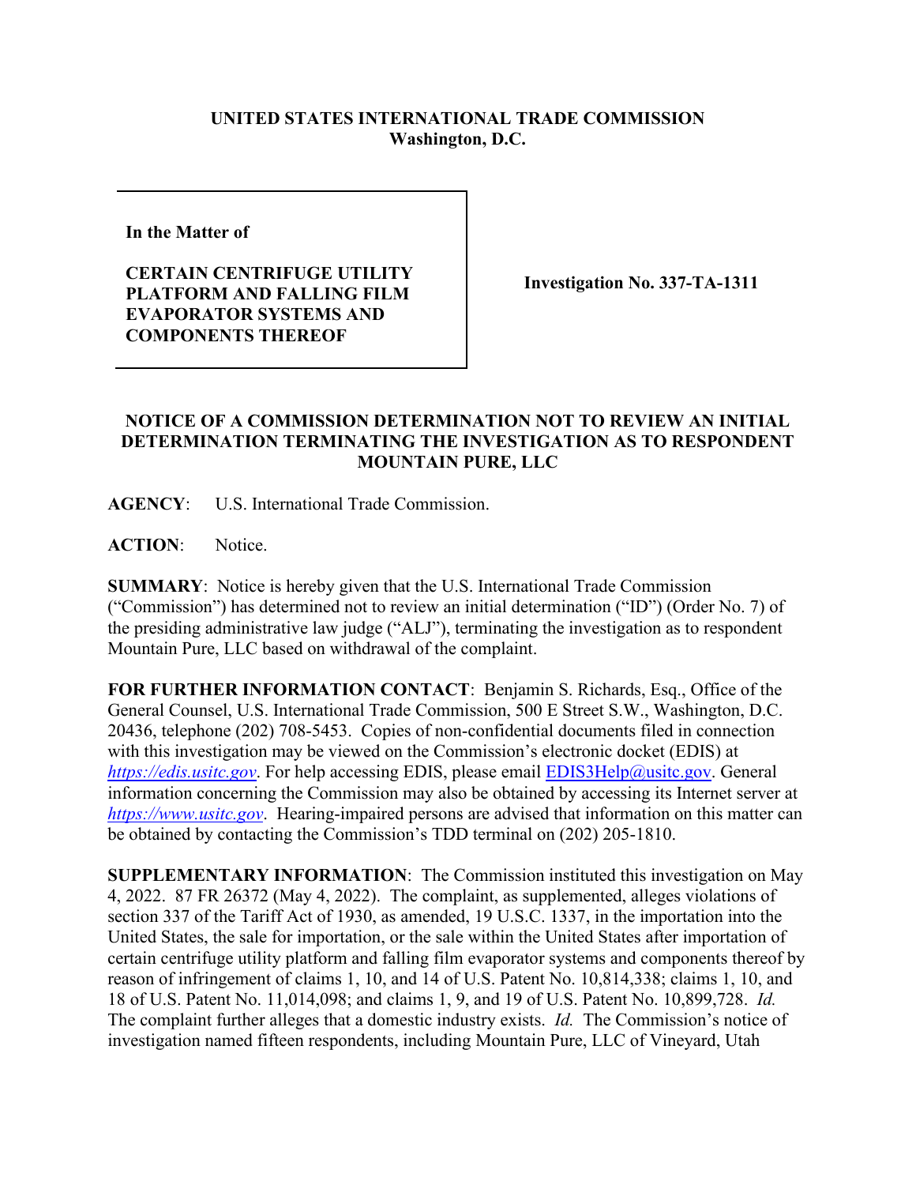**UNITED STATES INTERNATIONAL TRADE COMMISSION**
**Washington, D.C.**

| In the Matter of<br><br>**CERTAIN CENTRIFUGE UTILITY PLATFORM AND FALLING FILM EVAPORATOR SYSTEMS AND COMPONENTS THEREOF** | **Investigation No. 337-TA-1311** |
| --- | --- |

**NOTICE OF A COMMISSION DETERMINATION NOT TO REVIEW AN INITIAL DETERMINATION TERMINATING THE INVESTIGATION AS TO RESPONDENT MOUNTAIN PURE, LLC**

**AGENCY**: U.S. International Trade Commission.

**ACTION**: Notice.

**SUMMARY**: Notice is hereby given that the U.S. International Trade Commission ("Commission") has determined not to review an initial determination ("ID") (Order No. 7) of the presiding administrative law judge ("ALJ"), terminating the investigation as to respondent Mountain Pure, LLC based on withdrawal of the complaint.

**FOR FURTHER INFORMATION CONTACT**: Benjamin S. Richards, Esq., Office of the General Counsel, U.S. International Trade Commission, 500 E Street S.W., Washington, D.C. 20436, telephone (202) 708-5453. Copies of non-confidential documents filed in connection with this investigation may be viewed on the Commission's electronic docket (EDIS) at *https://edis.usitc.gov*. For help accessing EDIS, please email EDIS3Help@usitc.gov. General information concerning the Commission may also be obtained by accessing its Internet server at *https://www.usitc.gov*. Hearing-impaired persons are advised that information on this matter can be obtained by contacting the Commission's TDD terminal on (202) 205-1810.

**SUPPLEMENTARY INFORMATION**: The Commission instituted this investigation on May 4, 2022. 87 FR 26372 (May 4, 2022). The complaint, as supplemented, alleges violations of section 337 of the Tariff Act of 1930, as amended, 19 U.S.C. 1337, in the importation into the United States, the sale for importation, or the sale within the United States after importation of certain centrifuge utility platform and falling film evaporator systems and components thereof by reason of infringement of claims 1, 10, and 14 of U.S. Patent No. 10,814,338; claims 1, 10, and 18 of U.S. Patent No. 11,014,098; and claims 1, 9, and 19 of U.S. Patent No. 10,899,728. *Id.* The complaint further alleges that a domestic industry exists. *Id.* The Commission's notice of investigation named fifteen respondents, including Mountain Pure, LLC of Vineyard, Utah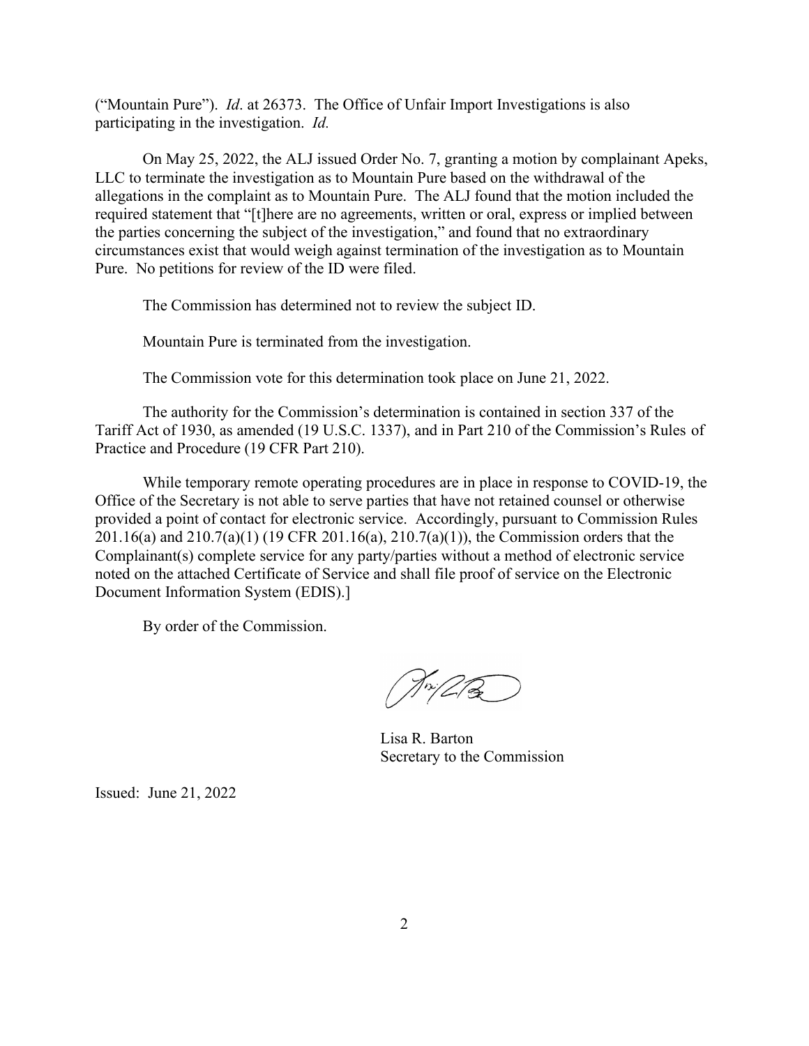("Mountain Pure"). *Id*. at 26373. The Office of Unfair Import Investigations is also participating in the investigation. *Id.*

On May 25, 2022, the ALJ issued Order No. 7, granting a motion by complainant Apeks, LLC to terminate the investigation as to Mountain Pure based on the withdrawal of the allegations in the complaint as to Mountain Pure. The ALJ found that the motion included the required statement that "[t]here are no agreements, written or oral, express or implied between the parties concerning the subject of the investigation," and found that no extraordinary circumstances exist that would weigh against termination of the investigation as to Mountain Pure. No petitions for review of the ID were filed.

The Commission has determined not to review the subject ID.

Mountain Pure is terminated from the investigation.

The Commission vote for this determination took place on June 21, 2022.

The authority for the Commission's determination is contained in section 337 of the Tariff Act of 1930, as amended (19 U.S.C. 1337), and in Part 210 of the Commission's Rules of Practice and Procedure (19 CFR Part 210).

While temporary remote operating procedures are in place in response to COVID-19, the Office of the Secretary is not able to serve parties that have not retained counsel or otherwise provided a point of contact for electronic service. Accordingly, pursuant to Commission Rules 201.16(a) and 210.7(a)(1) (19 CFR 201.16(a), 210.7(a)(1)), the Commission orders that the Complainant(s) complete service for any party/parties without a method of electronic service noted on the attached Certificate of Service and shall file proof of service on the Electronic Document Information System (EDIS).]

By order of the Commission.

Lisa R. Barton
Secretary to the Commission

Issued: June 21, 2022